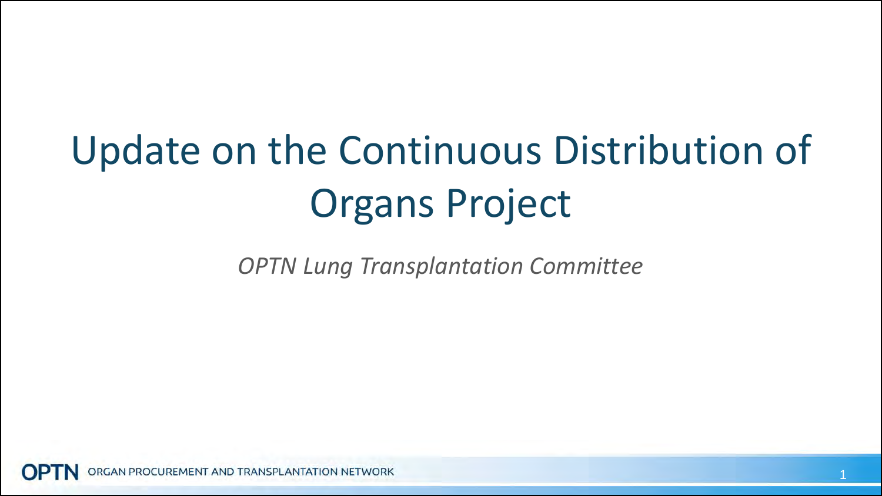# Update on the Continuous Distribution of Organs Project

*OPTN Lung Transplantation Committee*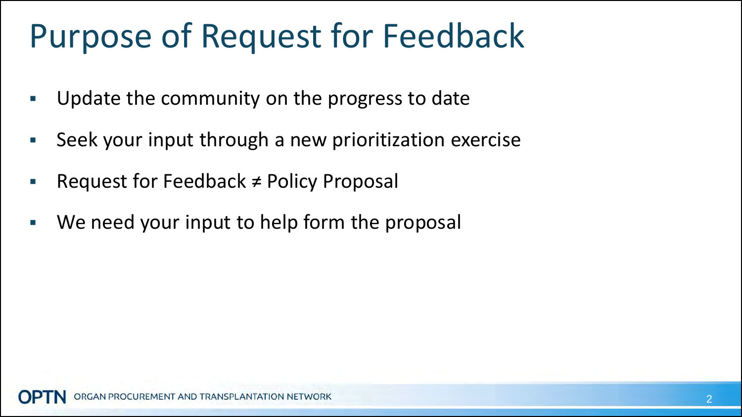# Purpose of Request for Feedback

- Update the community on the progress to date
- Seek your input through a new prioritization exercise
- Request for Feedback ≠ Policy Proposal
- We need your input to help form the proposal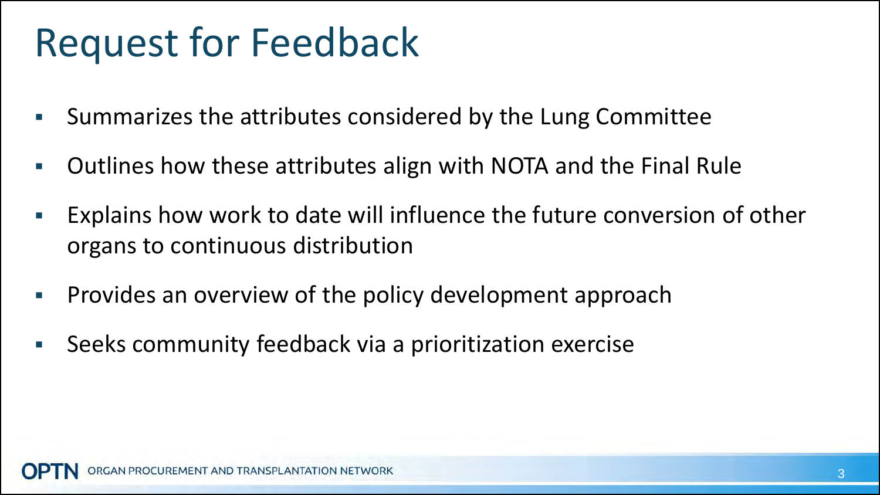# Request for Feedback

- Summarizes the attributes considered by the Lung Committee
- Outlines how these attributes align with NOTA and the Final Rule
- Explains how work to date will influence the future conversion of other organs to continuous distribution
- Provides an overview of the policy development approach
- Seeks community feedback via a prioritization exercise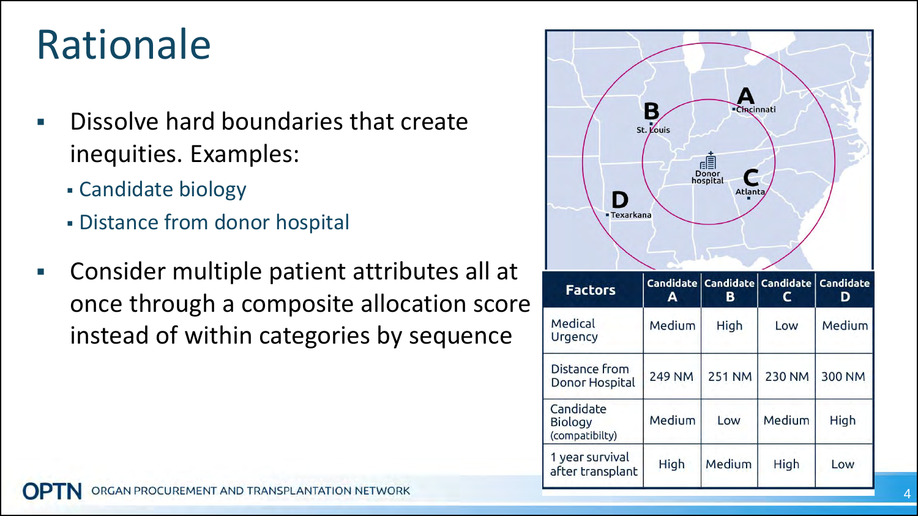# Rationale

- Dissolve hard boundaries that create inequities. Examples:
  - Candidate biology
  - Distance from donor hospital
- Consider multiple patient attributes all at once through a composite allocation score instead of within categories by sequence

| Factors | Candidate A | Candidate B | Candidate C | Candidate D |
|---|---|---|---|---|
| Medical Urgency | Medium | High | Low | Medium |
| Distance from Donor Hospital | 249 NM | 251 NM | 230 NM | 300 NM |
| Candidate Biology (compatibilty) | Medium | Low | Medium | High |
| 1 year survival after transplant | High | Medium | High | Low |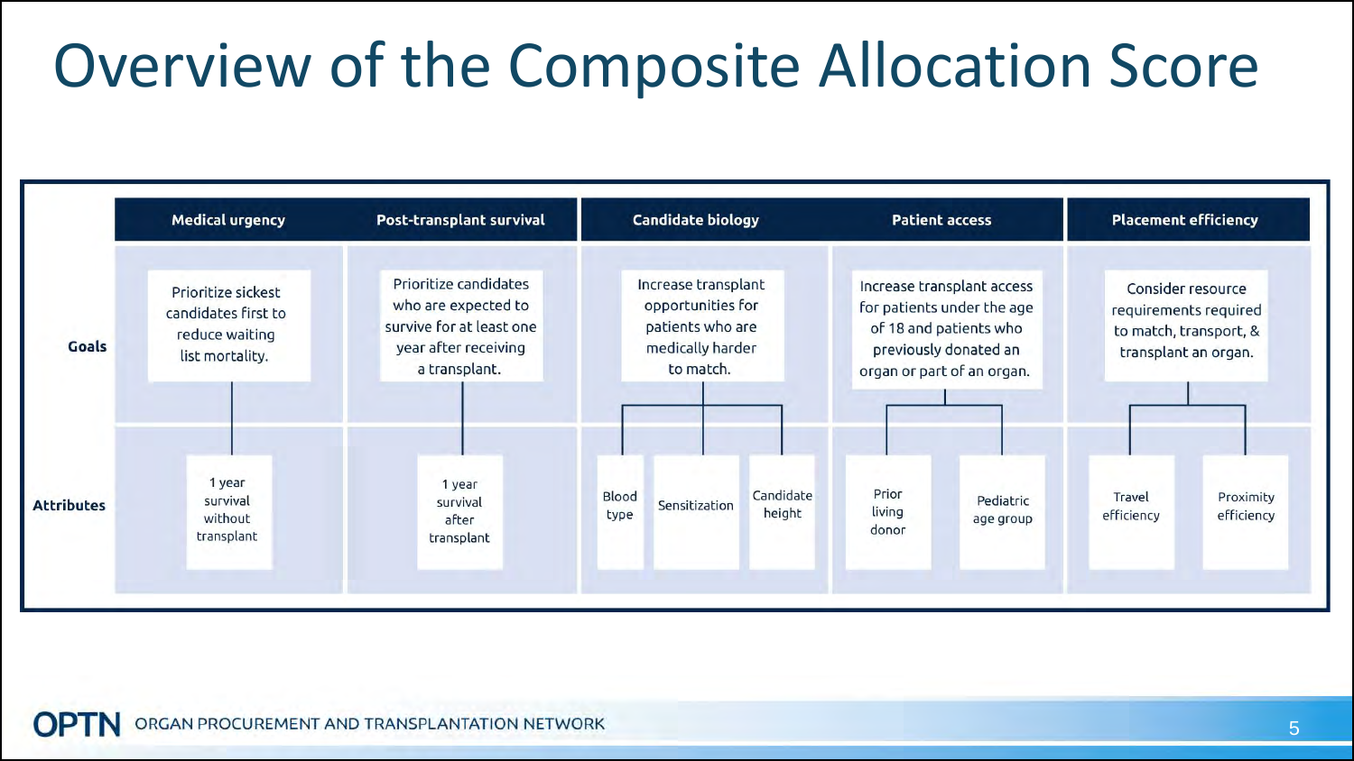# Overview of the Composite Allocation Score

| | Medical urgency | Post-transplant survival | Candidate biology | Patient access | Placement efficiency |
|---|---|---|---|---|---|
| **Goals** | Prioritize sickest candidates first to reduce waiting list mortality. | Prioritize candidates who are expected to survive for at least one year after receiving a transplant. | Increase transplant opportunities for patients who are medically harder to match. | Increase transplant access for patients under the age of 18 and patients who previously donated an organ or part of an organ. | Consider resource requirements required to match, transport, & transplant an organ. |
| **Attributes** | 1 year survival without transplant | 1 year survival after transplant | Blood type; Sensitization; Candidate height | Prior living donor; Pediatric age group | Travel efficiency; Proximity efficiency |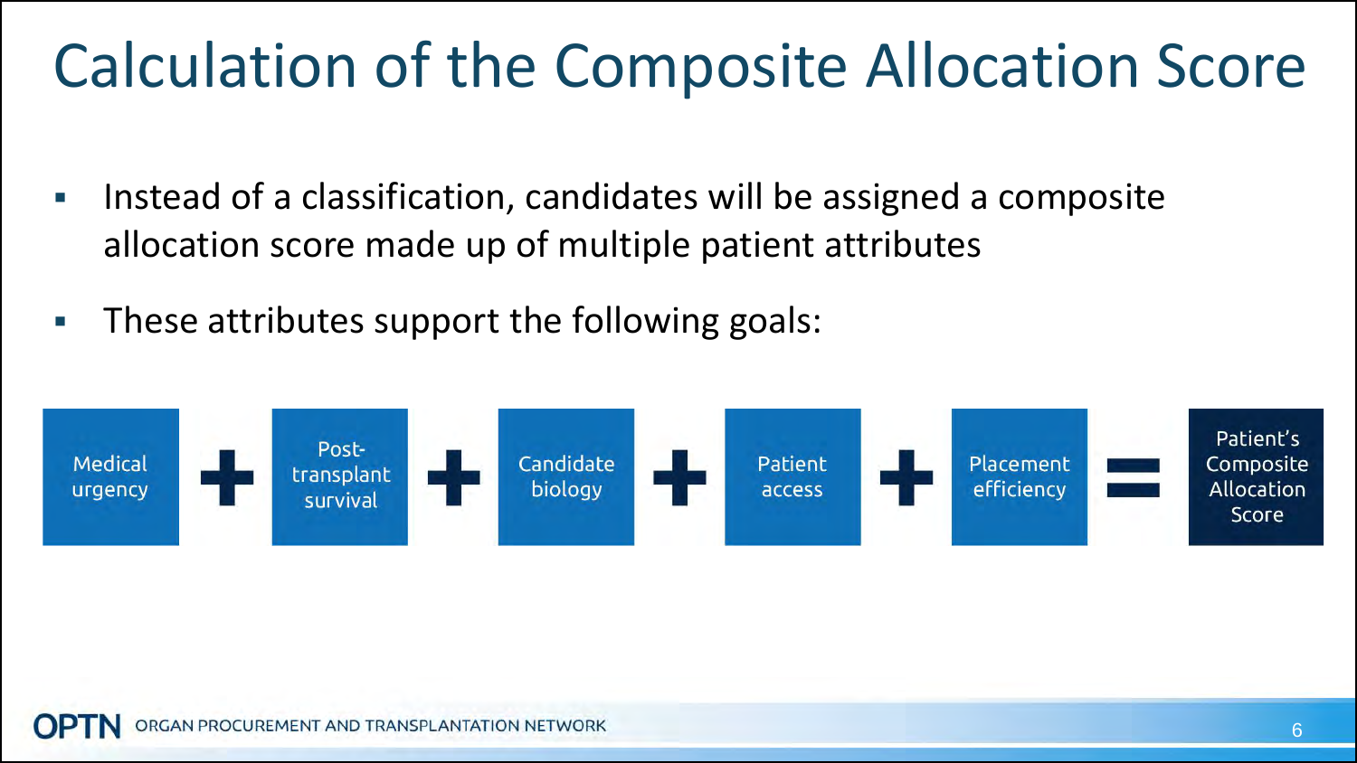# Calculation of the Composite Allocation Score

- Instead of a classification, candidates will be assigned a composite allocation score made up of multiple patient attributes
- These attributes support the following goals:

Medical urgency + Post-transplant survival + Candidate biology + Patient access + Placement efficiency = Patient's Composite Allocation Score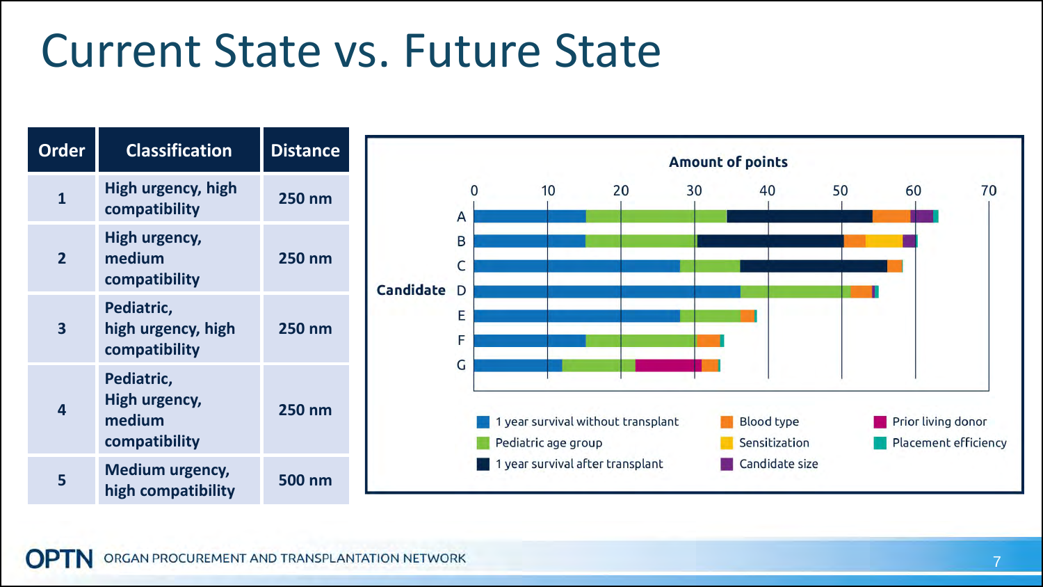# Current State vs. Future State

| Order | Classification | Distance |
|---|---|---|
| 1 | High urgency, high compatibility | 250 nm |
| 2 | High urgency, medium compatibility | 250 nm |
| 3 | Pediatric, high urgency, high compatibility | 250 nm |
| 4 | Pediatric, High urgency, medium compatibility | 250 nm |
| 5 | Medium urgency, high compatibility | 500 nm |

**Amount of points**

Candidate: A, B, C, D, E, F, G

Axis: 0, 10, 20, 30, 40, 50, 60, 70

Legend:
- 1 year survival without transplant
- Pediatric age group
- 1 year survival after transplant
- Blood type
- Sensitization
- Candidate size
- Prior living donor
- Placement efficiency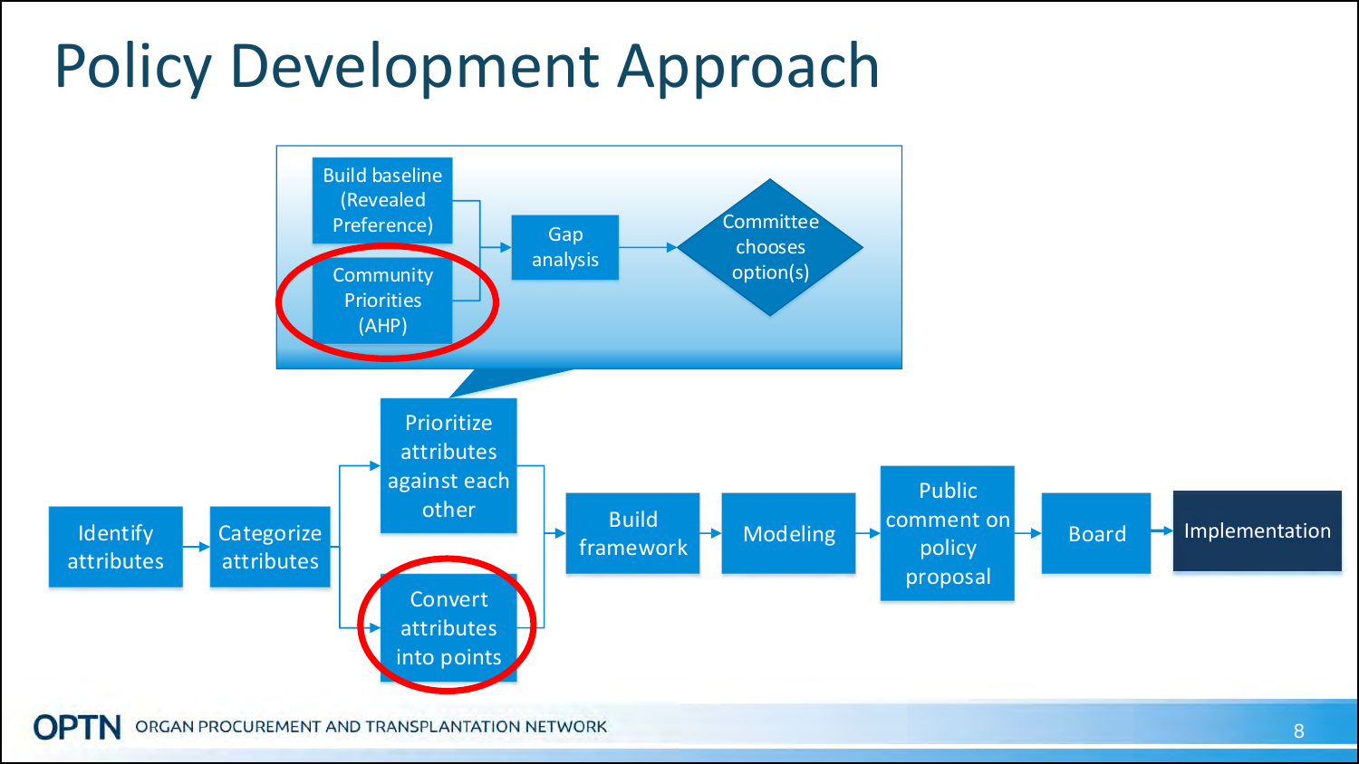# Policy Development Approach

- Build baseline (Revealed Preference)
- Community Priorities (AHP)
- Gap analysis
- Committee chooses option(s)

Identify attributes → Categorize attributes → Prioritize attributes against each other / Convert attributes into points → Build framework → Modeling → Public comment on policy proposal → Board → Implementation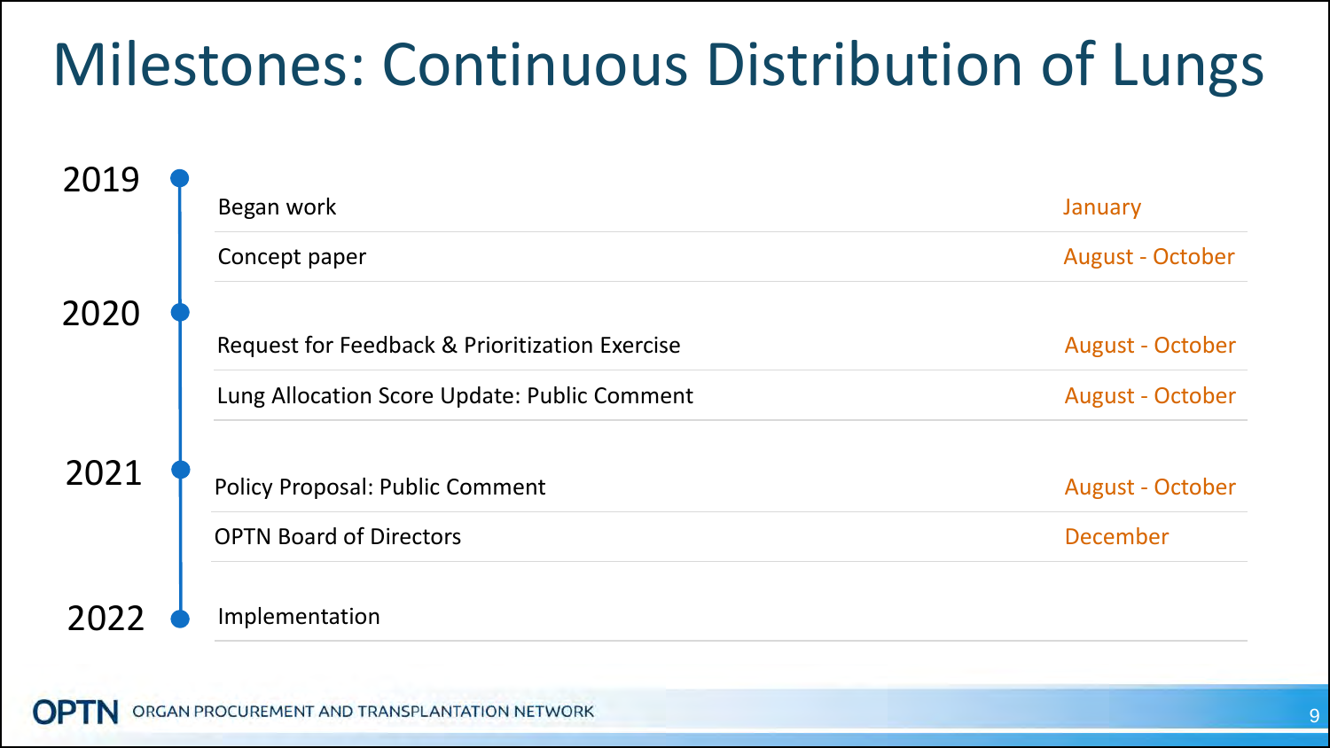# Milestones: Continuous Distribution of Lungs

| Year | Milestone | Timing |
|---|---|---|
| 2019 | Began work | January |
| | Concept paper | August - October |
| 2020 | Request for Feedback & Prioritization Exercise | August - October |
| | Lung Allocation Score Update: Public Comment | August - October |
| 2021 | Policy Proposal: Public Comment | August - October |
| | OPTN Board of Directors | December |
| 2022 | Implementation | |

OPTN ORGAN PROCUREMENT AND TRANSPLANTATION NETWORK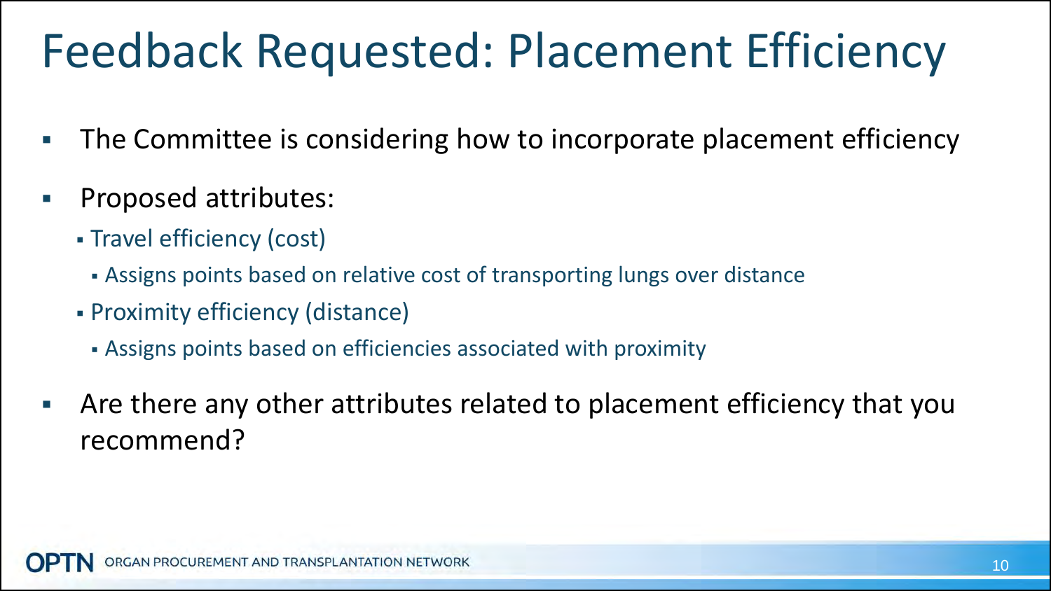# Feedback Requested: Placement Efficiency

- The Committee is considering how to incorporate placement efficiency
- Proposed attributes:
  - Travel efficiency (cost)
    - Assigns points based on relative cost of transporting lungs over distance
  - Proximity efficiency (distance)
    - Assigns points based on efficiencies associated with proximity
- Are there any other attributes related to placement efficiency that you recommend?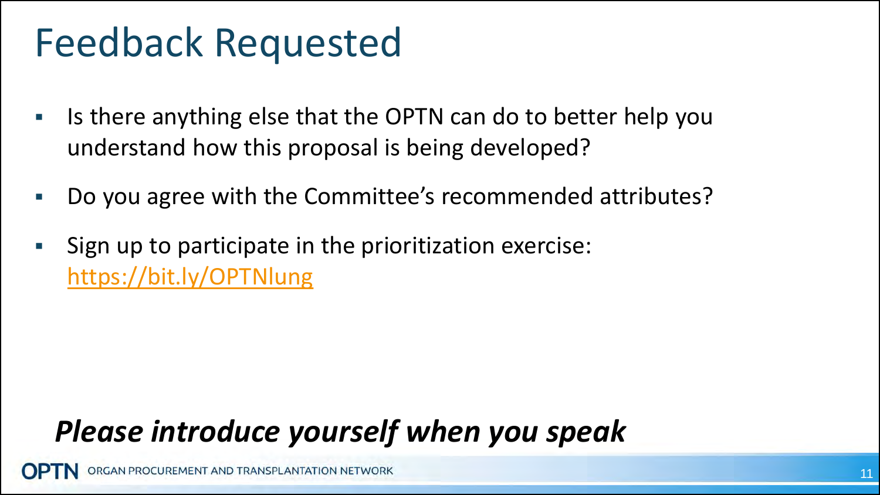# Feedback Requested

- Is there anything else that the OPTN can do to better help you understand how this proposal is being developed?
- Do you agree with the Committee's recommended attributes?
- Sign up to participate in the prioritization exercise: https://bit.ly/OPTNlung

***Please introduce yourself when you speak***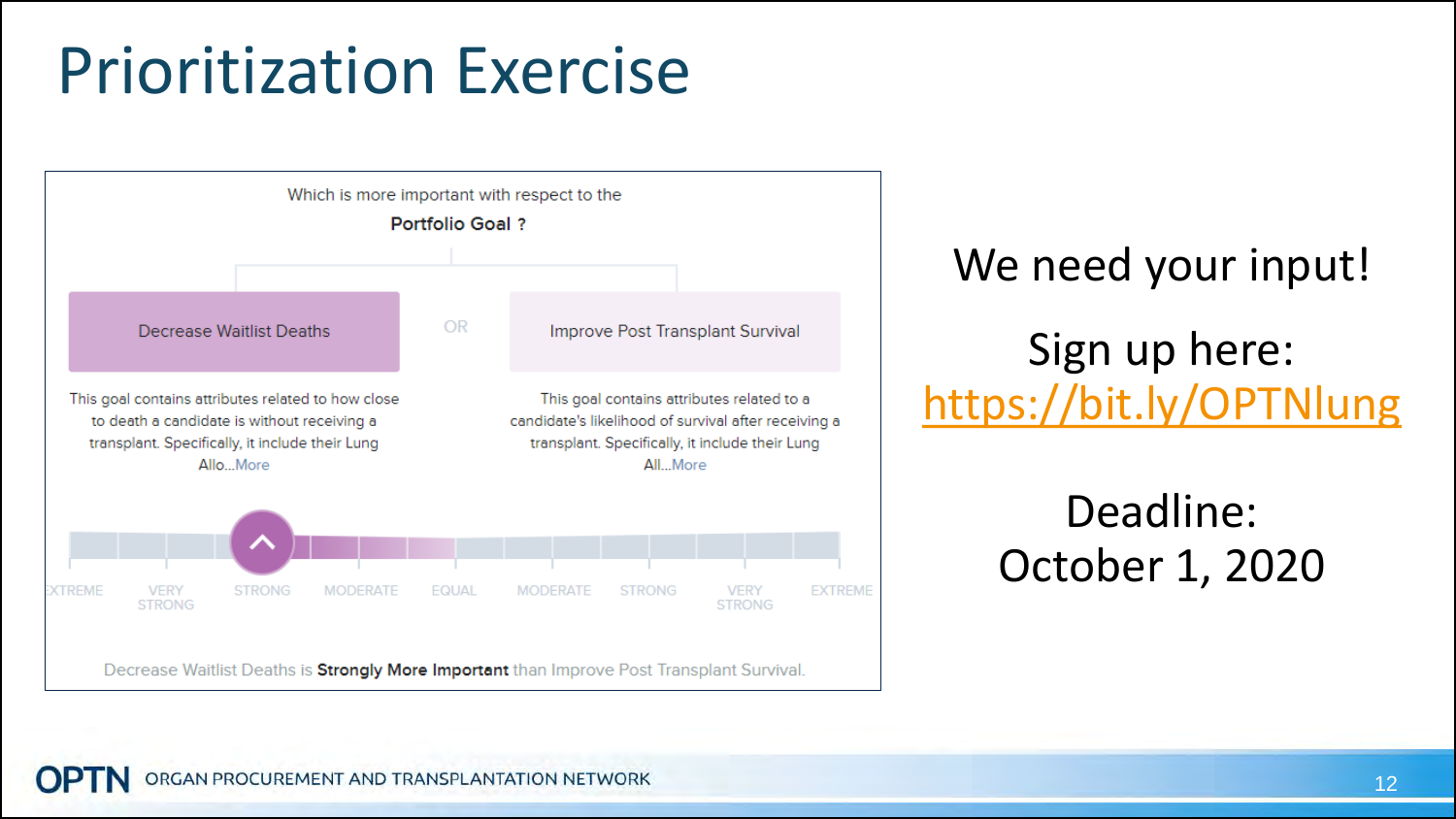# Prioritization Exercise

Which is more important with respect to the

**Portfolio Goal ?**

Decrease Waitlist Deaths — OR — Improve Post Transplant Survival

This goal contains attributes related to how close to death a candidate is without receiving a transplant. Specifically, it include their Lung Allo...More

This goal contains attributes related to a candidate's likelihood of survival after receiving a transplant. Specifically, it include their Lung All...More

EXTREME | VERY STRONG | STRONG | MODERATE | EQUAL | MODERATE | STRONG | VERY STRONG | EXTREME

Decrease Waitlist Deaths is **Strongly More Important** than Improve Post Transplant Survival.

We need your input!

Sign up here: https://bit.ly/OPTNlung

Deadline: October 1, 2020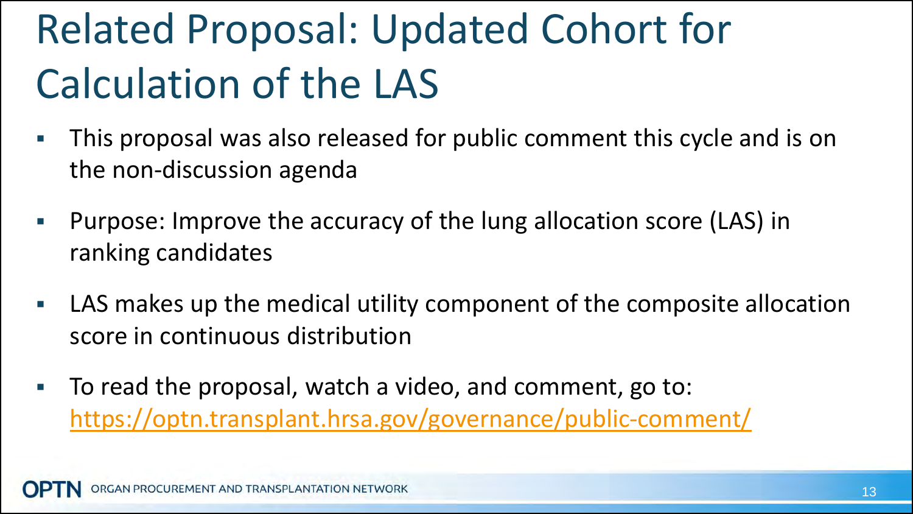# Related Proposal: Updated Cohort for Calculation of the LAS

- This proposal was also released for public comment this cycle and is on the non-discussion agenda
- Purpose: Improve the accuracy of the lung allocation score (LAS) in ranking candidates
- LAS makes up the medical utility component of the composite allocation score in continuous distribution
- To read the proposal, watch a video, and comment, go to: https://optn.transplant.hrsa.gov/governance/public-comment/